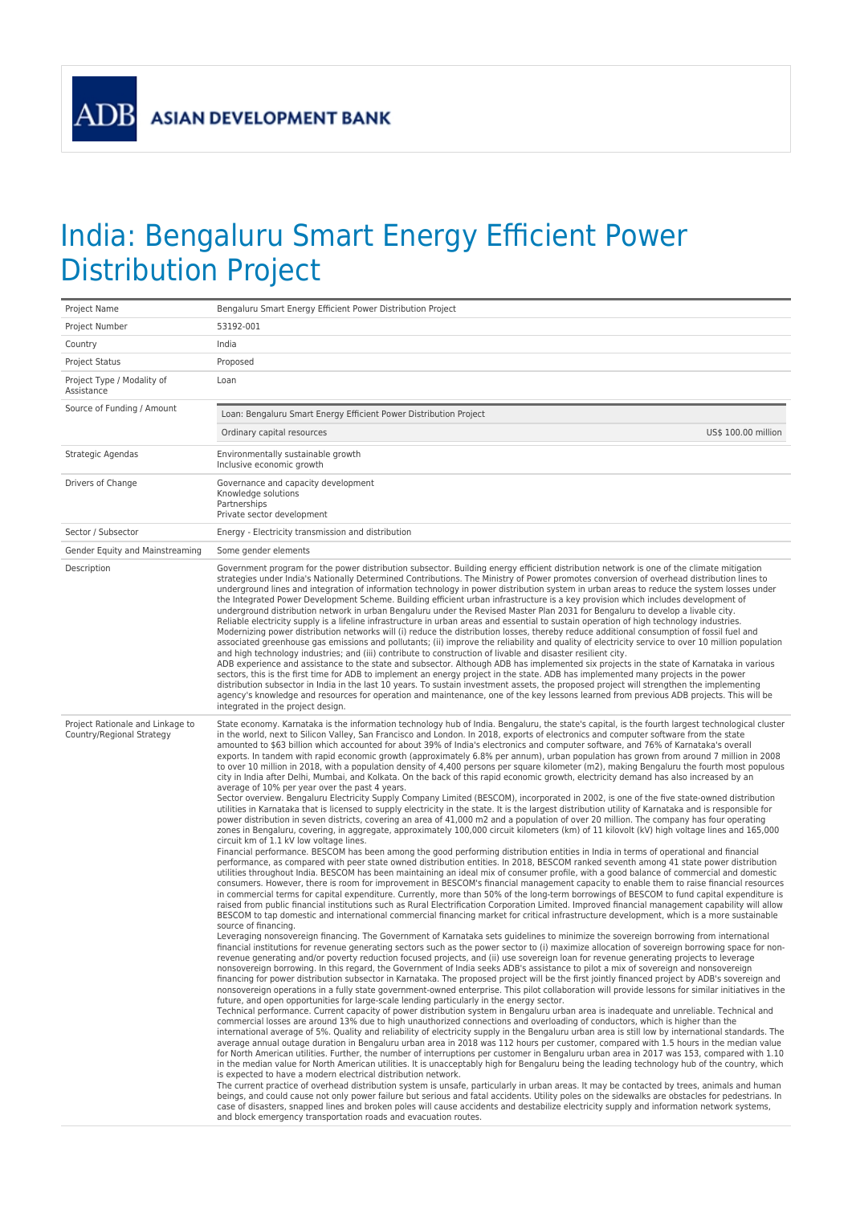ADB ASIAN DEVELOPMENT BANK

# India: Bengaluru Smart Energy Efficient Power Distribution Project

| | |
|---|---|
| Project Name | Bengaluru Smart Energy Efficient Power Distribution Project |
| Project Number | 53192-001 |
| Country | India |
| Project Status | Proposed |
| Project Type / Modality of Assistance | Loan |
| Source of Funding / Amount | Loan: Bengaluru Smart Energy Efficient Power Distribution Project<br>Ordinary capital resources — US$ 100.00 million |
| Strategic Agendas | Environmentally sustainable growth<br>Inclusive economic growth |
| Drivers of Change | Governance and capacity development<br>Knowledge solutions<br>Partnerships<br>Private sector development |
| Sector / Subsector | Energy - Electricity transmission and distribution |
| Gender Equity and Mainstreaming | Some gender elements |
| Description | Government program for the power distribution subsector. Building energy efficient distribution network is one of the climate mitigation strategies under India's Nationally Determined Contributions. The Ministry of Power promotes conversion of overhead distribution lines to underground lines and integration of information technology in power distribution system in urban areas to reduce the system losses under the Integrated Power Development Scheme. Building efficient urban infrastructure is a key provision which includes development of underground distribution network in urban Bengaluru under the Revised Master Plan 2031 for Bengaluru to develop a livable city.<br>Reliable electricity supply is a lifeline infrastructure in urban areas and essential to sustain operation of high technology industries. Modernizing power distribution networks will (i) reduce the distribution losses, thereby reduce additional consumption of fossil fuel and associated greenhouse gas emissions and pollutants; (ii) improve the reliability and quality of electricity service to over 10 million population and high technology industries; and (iii) contribute to construction of livable and disaster resilient city.<br>ADB experience and assistance to the state and subsector. Although ADB has implemented six projects in the state of Karnataka in various sectors, this is the first time for ADB to implement an energy project in the state. ADB has implemented many projects in the power distribution subsector in India in the last 10 years. To sustain investment assets, the proposed project will strengthen the implementing agency's knowledge and resources for operation and maintenance, one of the key lessons learned from previous ADB projects. This will be integrated in the project design. |
| Project Rationale and Linkage to Country/Regional Strategy | State economy. Karnataka is the information technology hub of India. Bengaluru, the state's capital, is the fourth largest technological cluster in the world, next to Silicon Valley, San Francisco and London. In 2018, exports of electronics and computer software from the state amounted to $63 billion which accounted for about 39% of India's electronics and computer software, and 76% of Karnataka's overall exports. In tandem with rapid economic growth (approximately 6.8% per annum), urban population has grown from around 7 million in 2008 to over 10 million in 2018, with a population density of 4,400 persons per square kilometer (m2), making Bengaluru the fourth most populous city in India after Delhi, Mumbai, and Kolkata. On the back of this rapid economic growth, electricity demand has also increased by an average of 10% per year over the past 4 years.<br>Sector overview. Bengaluru Electricity Supply Company Limited (BESCOM), incorporated in 2002, is one of the five state-owned distribution utilities in Karnataka that is licensed to supply electricity in the state. It is the largest distribution utility of Karnataka and is responsible for power distribution in seven districts, covering an area of 41,000 m2 and a population of over 20 million. The company has four operating zones in Bengaluru, covering, in aggregate, approximately 100,000 circuit kilometers (km) of 11 kilovolt (kV) high voltage lines and 165,000 circuit km of 1.1 kV low voltage lines.<br>Financial performance. BESCOM has been among the good performing distribution entities in India in terms of operational and financial performance, as compared with peer state owned distribution entities. In 2018, BESCOM ranked seventh among 41 state power distribution utilities throughout India. BESCOM has been maintaining an ideal mix of consumer profile, with a good balance of commercial and domestic consumers. However, there is room for improvement in BESCOM's financial management capacity to enable them to raise financial resources in commercial terms for capital expenditure. Currently, more than 50% of the long-term borrowings of BESCOM to fund capital expenditure is raised from public financial institutions such as Rural Electrification Corporation Limited. Improved financial management capability will allow BESCOM to tap domestic and international commercial financing market for critical infrastructure development, which is a more sustainable source of financing.<br>Leveraging nonsovereign financing. The Government of Karnataka sets guidelines to minimize the sovereign borrowing from international financial institutions for revenue generating sectors such as the power sector to (i) maximize allocation of sovereign borrowing space for non-revenue generating and/or poverty reduction focused projects, and (ii) use sovereign loan for revenue generating projects to leverage nonsovereign borrowing. In this regard, the Government of India seeks ADB's assistance to pilot a mix of sovereign and nonsovereign financing for power distribution subsector in Karnataka. The proposed project will be the first jointly financed project by ADB's sovereign and nonsovereign operations in a fully state government-owned enterprise. This pilot collaboration will provide lessons for similar initiatives in the future, and open opportunities for large-scale lending particularly in the energy sector.<br>Technical performance. Current capacity of power distribution system in Bengaluru urban area is inadequate and unreliable. Technical and commercial losses are around 13% due to high unauthorized connections and overloading of conductors, which is higher than the international average of 5%. Quality and reliability of electricity supply in the Bengaluru urban area is still low by international standards. The average annual outage duration in Bengaluru urban area in 2018 was 112 hours per customer, compared with 1.5 hours in the median value for North American utilities. Further, the number of interruptions per customer in Bengaluru urban area in 2017 was 153, compared with 1.10 in the median value for North American utilities. It is unacceptably high for Bengaluru being the leading technology hub of the country, which is expected to have a modern electrical distribution network.<br>The current practice of overhead distribution system is unsafe, particularly in urban areas. It may be contacted by trees, animals and human beings, and could cause not only power failure but serious and fatal accidents. Utility poles on the sidewalks are obstacles for pedestrians. In case of disasters, snapped lines and broken poles will cause accidents and destabilize electricity supply and information network systems, and block emergency transportation roads and evacuation routes. |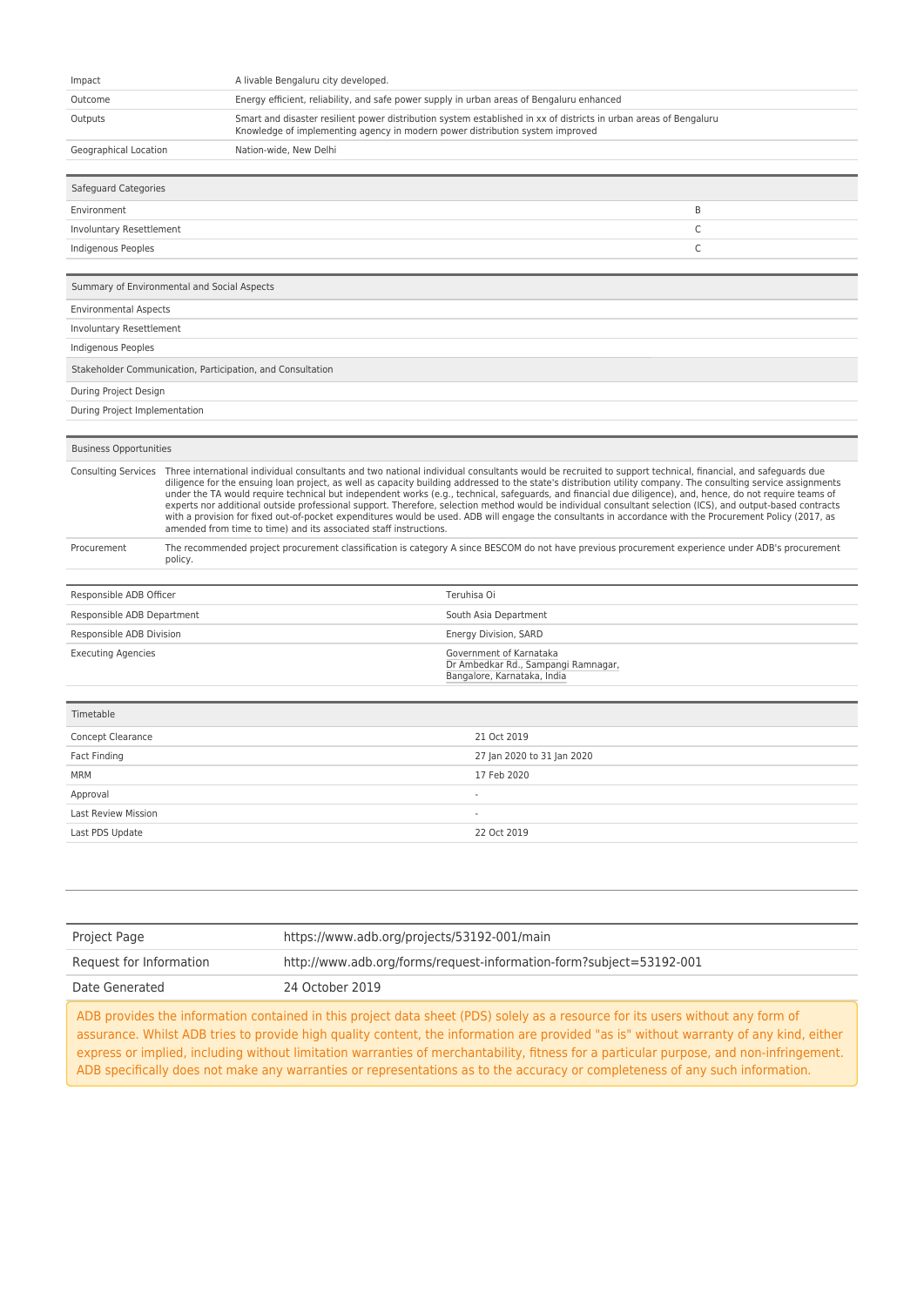| | |
|---|---|
| Impact | A livable Bengaluru city developed. |
| Outcome | Energy efficient, reliability, and safe power supply in urban areas of Bengaluru enhanced |
| Outputs | Smart and disaster resilient power distribution system established in xx of districts in urban areas of Bengaluru<br>Knowledge of implementing agency in modern power distribution system improved |
| Geographical Location | Nation-wide, New Delhi |

| Safeguard Categories | |
|---|---|
| Environment | B |
| Involuntary Resettlement | C |
| Indigenous Peoples | C |

| Summary of Environmental and Social Aspects | |
|---|---|
| Environmental Aspects | |
| Involuntary Resettlement | |
| Indigenous Peoples | |
| **Stakeholder Communication, Participation, and Consultation** | |
| During Project Design | |
| During Project Implementation | |

| Business Opportunities | |
|---|---|
| Consulting Services | Three international individual consultants and two national individual consultants would be recruited to support technical, financial, and safeguards due diligence for the ensuing loan project, as well as capacity building addressed to the state's distribution utility company. The consulting service assignments under the TA would require technical but independent works (e.g., technical, safeguards, and financial due diligence), and, hence, do not require teams of experts nor additional outside professional support. Therefore, selection method would be individual consultant selection (ICS), and output-based contracts with a provision for fixed out-of-pocket expenditures would be used. ADB will engage the consultants in accordance with the Procurement Policy (2017, as amended from time to time) and its associated staff instructions. |
| Procurement | The recommended project procurement classification is category A since BESCOM do not have previous procurement experience under ADB's procurement policy. |

| | |
|---|---|
| Responsible ADB Officer | Teruhisa Oi |
| Responsible ADB Department | South Asia Department |
| Responsible ADB Division | Energy Division, SARD |
| Executing Agencies | Government of Karnataka<br>Dr Ambedkar Rd., Sampangi Ramnagar,<br>Bangalore, Karnataka, India |

| Timetable | |
|---|---|
| Concept Clearance | 21 Oct 2019 |
| Fact Finding | 27 Jan 2020 to 31 Jan 2020 |
| MRM | 17 Feb 2020 |
| Approval | - |
| Last Review Mission | - |
| Last PDS Update | 22 Oct 2019 |

| | |
|---|---|
| Project Page | https://www.adb.org/projects/53192-001/main |
| Request for Information | http://www.adb.org/forms/request-information-form?subject=53192-001 |
| Date Generated | 24 October 2019 |

ADB provides the information contained in this project data sheet (PDS) solely as a resource for its users without any form of assurance. Whilst ADB tries to provide high quality content, the information are provided "as is" without warranty of any kind, either express or implied, including without limitation warranties of merchantability, fitness for a particular purpose, and non-infringement. ADB specifically does not make any warranties or representations as to the accuracy or completeness of any such information.